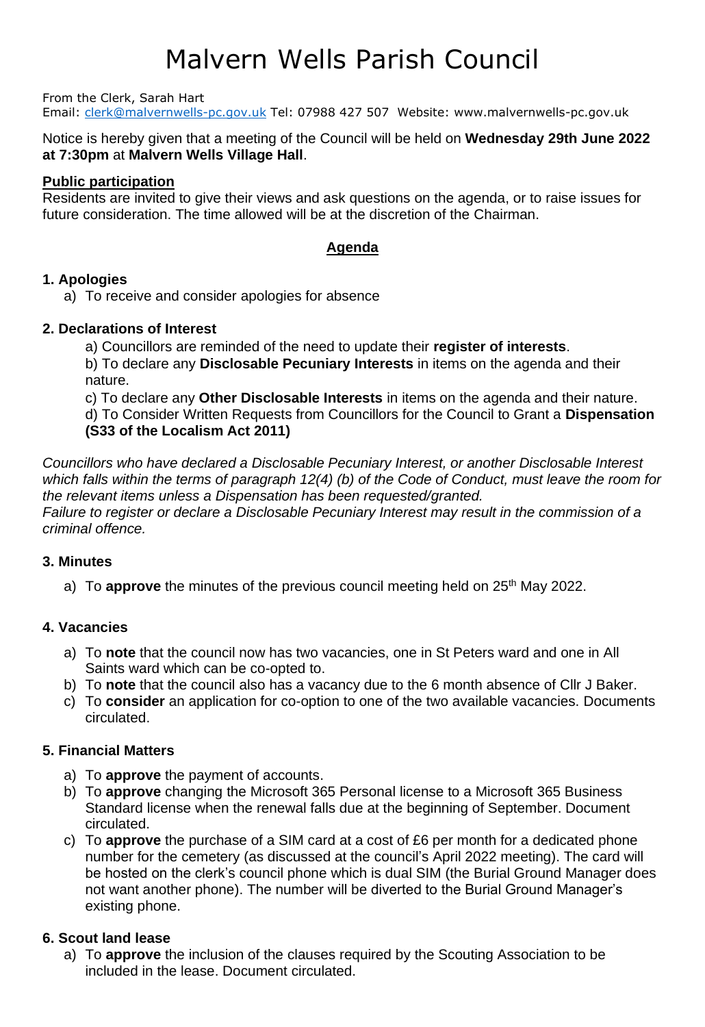# Malvern Wells Parish Council

From the Clerk, Sarah Hart
Email: clerk@malvernwells-pc.gov.uk Tel: 07988 427 507 Website: www.malvernwells-pc.gov.uk

Notice is hereby given that a meeting of the Council will be held on **Wednesday 29th June 2022 at 7:30pm** at **Malvern Wells Village Hall**.

**Public participation**

Residents are invited to give their views and ask questions on the agenda, or to raise issues for future consideration. The time allowed will be at the discretion of the Chairman.

## Agenda

### 1. Apologies

a) To receive and consider apologies for absence

### 2. Declarations of Interest

a) Councillors are reminded of the need to update their **register of interests**.

b) To declare any **Disclosable Pecuniary Interests** in items on the agenda and their nature.

c) To declare any **Other Disclosable Interests** in items on the agenda and their nature.

d) To Consider Written Requests from Councillors for the Council to Grant a **Dispensation (S33 of the Localism Act 2011)**

*Councillors who have declared a Disclosable Pecuniary Interest, or another Disclosable Interest which falls within the terms of paragraph 12(4) (b) of the Code of Conduct, must leave the room for the relevant items unless a Dispensation has been requested/granted.*
*Failure to register or declare a Disclosable Pecuniary Interest may result in the commission of a criminal offence.*

### 3. Minutes

a) To **approve** the minutes of the previous council meeting held on 25th May 2022.

### 4. Vacancies

a) To **note** that the council now has two vacancies, one in St Peters ward and one in All Saints ward which can be co-opted to.

b) To **note** that the council also has a vacancy due to the 6 month absence of Cllr J Baker.

c) To **consider** an application for co-option to one of the two available vacancies. Documents circulated.

### 5. Financial Matters

a) To **approve** the payment of accounts.

b) To **approve** changing the Microsoft 365 Personal license to a Microsoft 365 Business Standard license when the renewal falls due at the beginning of September. Document circulated.

c) To **approve** the purchase of a SIM card at a cost of £6 per month for a dedicated phone number for the cemetery (as discussed at the council's April 2022 meeting). The card will be hosted on the clerk's council phone which is dual SIM (the Burial Ground Manager does not want another phone). The number will be diverted to the Burial Ground Manager's existing phone.

### 6. Scout land lease

a) To **approve** the inclusion of the clauses required by the Scouting Association to be included in the lease. Document circulated.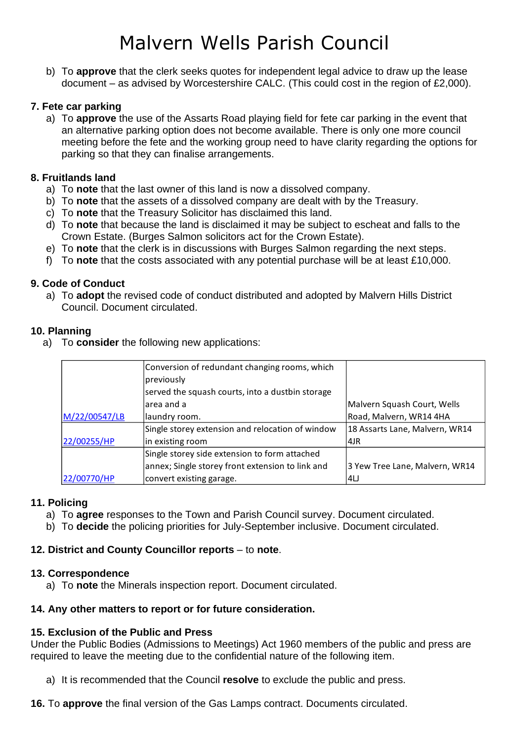# Malvern Wells Parish Council

b) To **approve** that the clerk seeks quotes for independent legal advice to draw up the lease document – as advised by Worcestershire CALC. (This could cost in the region of £2,000).

**7. Fete car parking**

a) To **approve** the use of the Assarts Road playing field for fete car parking in the event that an alternative parking option does not become available. There is only one more council meeting before the fete and the working group need to have clarity regarding the options for parking so that they can finalise arrangements.

**8. Fruitlands land**

a) To **note** that the last owner of this land is now a dissolved company.
b) To **note** that the assets of a dissolved company are dealt with by the Treasury.
c) To **note** that the Treasury Solicitor has disclaimed this land.
d) To **note** that because the land is disclaimed it may be subject to escheat and falls to the Crown Estate. (Burges Salmon solicitors act for the Crown Estate).
e) To **note** that the clerk is in discussions with Burges Salmon regarding the next steps.
f) To **note** that the costs associated with any potential purchase will be at least £10,000.

**9. Code of Conduct**

a) To **adopt** the revised code of conduct distributed and adopted by Malvern Hills District Council. Document circulated.

**10. Planning**

a) To **consider** the following new applications:

| | | |
|---|---|---|
| M/22/00547/LB | Conversion of redundant changing rooms, which previously served the squash courts, into a dustbin storage area and a laundry room. | Malvern Squash Court, Wells Road, Malvern, WR14 4HA |
| 22/00255/HP | Single storey extension and relocation of window in existing room | 18 Assarts Lane, Malvern, WR14 4JR |
| 22/00770/HP | Single storey side extension to form attached annex; Single storey front extension to link and convert existing garage. | 3 Yew Tree Lane, Malvern, WR14 4LJ |

**11. Policing**

a) To **agree** responses to the Town and Parish Council survey. Document circulated.
b) To **decide** the policing priorities for July-September inclusive. Document circulated.

**12. District and County Councillor reports** – to **note**.

**13. Correspondence**

a) To **note** the Minerals inspection report. Document circulated.

**14. Any other matters to report or for future consideration.**

**15. Exclusion of the Public and Press**

Under the Public Bodies (Admissions to Meetings) Act 1960 members of the public and press are required to leave the meeting due to the confidential nature of the following item.

a) It is recommended that the Council **resolve** to exclude the public and press.

**16.** To **approve** the final version of the Gas Lamps contract. Documents circulated.